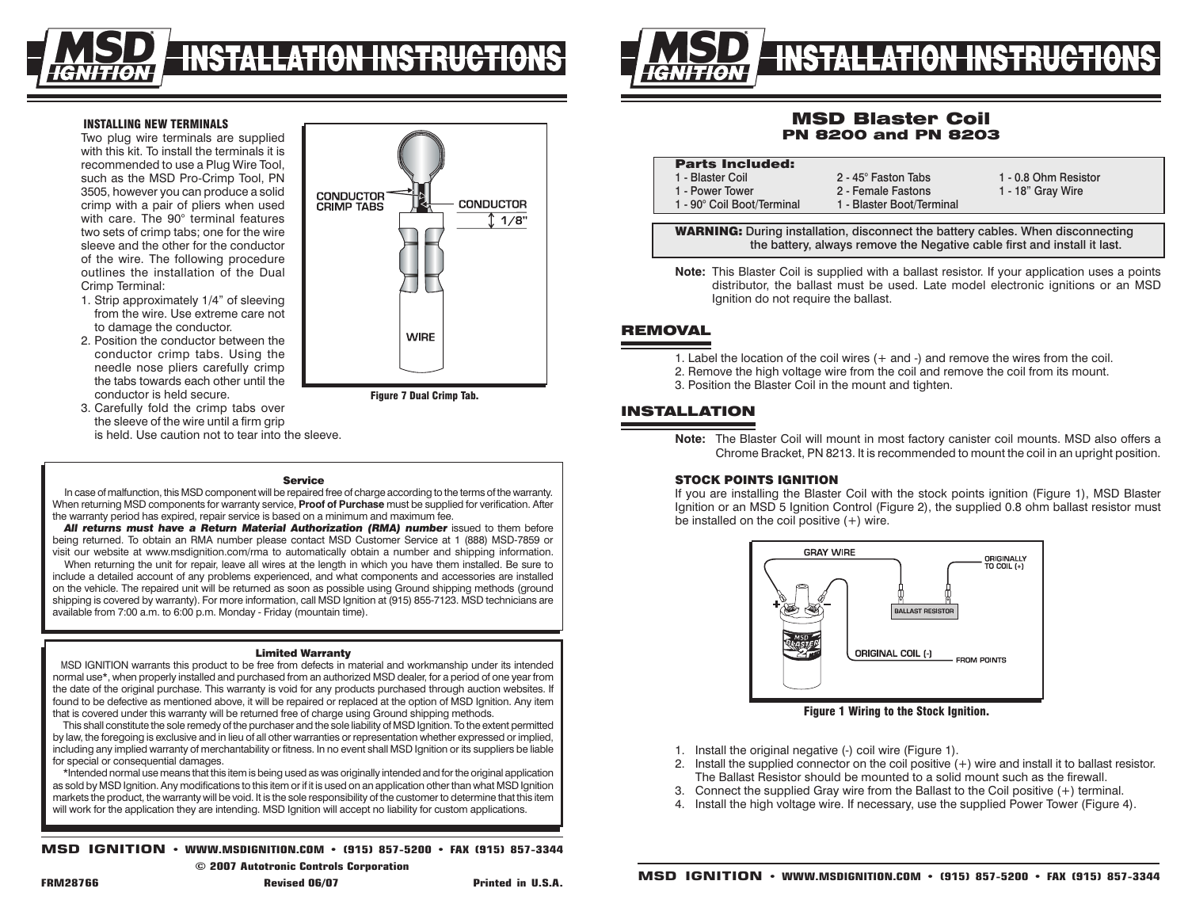# MSD Blaster Coil

## PN 8200 and PN 8203

**Parts Included:**

| | | |
|---|---|---|
| 1 - Blaster Coil | 2 - 45° Faston Tabs | 1 - 0.8 Ohm Resistor |
| 1 - Power Tower | 2 - Female Fastons | 1 - 18" Gray Wire |
| 1 - 90° Coil Boot/Terminal | 1 - Blaster Boot/Terminal | |

**WARNING:** During installation, disconnect the battery cables. When disconnecting the battery, always remove the Negative cable first and install it last.

**Note:** This Blaster Coil is supplied with a ballast resistor. If your application uses a points distributor, the ballast must be used. Late model electronic ignitions or an MSD Ignition do not require the ballast.

## REMOVAL

1. Label the location of the coil wires (+ and -) and remove the wires from the coil.
2. Remove the high voltage wire from the coil and remove the coil from its mount.
3. Position the Blaster Coil in the mount and tighten.

## INSTALLATION

**Note:** The Blaster Coil will mount in most factory canister coil mounts. MSD also offers a Chrome Bracket, PN 8213. It is recommended to mount the coil in an upright position.

### STOCK POINTS IGNITION

If you are installing the Blaster Coil with the stock points ignition (Figure 1), MSD Blaster Ignition or an MSD 5 Ignition Control (Figure 2), the supplied 0.8 ohm ballast resistor must be installed on the coil positive (+) wire.

GRAY WIRE — ORIGINALLY TO COIL (+) — BALLAST RESISTOR — ORIGINAL COIL (-) — FROM POINTS

Figure 1 Wiring to the Stock Ignition.

1. Install the original negative (-) coil wire (Figure 1).
2. Install the supplied connector on the coil positive (+) wire and install it to ballast resistor. The Ballast Resistor should be mounted to a solid mount such as the firewall.
3. Connect the supplied Gray wire from the Ballast to the Coil positive (+) terminal.
4. Install the high voltage wire. If necessary, use the supplied Power Tower (Figure 4).

### INSTALLING NEW TERMINALS

Two plug wire terminals are supplied with this kit. To install the terminals it is recommended to use a Plug Wire Tool, such as the MSD Pro-Crimp Tool, PN 3505, however you can produce a solid crimp with a pair of pliers when used with care. The 90° terminal features two sets of crimp tabs; one for the wire sleeve and the other for the conductor of the wire. The following procedure outlines the installation of the Dual Crimp Terminal:

1. Strip approximately 1/4" of sleeving from the wire. Use extreme care not to damage the conductor.
2. Position the conductor between the conductor crimp tabs. Using the needle nose pliers carefully crimp the tabs towards each other until the conductor is held secure.
3. Carefully fold the crimp tabs over the sleeve of the wire until a firm grip is held. Use caution not to tear into the sleeve.

CONDUCTOR CRIMP TABS — CONDUCTOR — 1/8" — WIRE

Figure 7 Dual Crimp Tab.

#### Service

In case of malfunction, this MSD component will be repaired free of charge according to the terms of the warranty. When returning MSD components for warranty service, **Proof of Purchase** must be supplied for verification. After the warranty period has expired, repair service is based on a minimum and maximum fee.

***All returns must have a Return Material Authorization (RMA) number*** issued to them before being returned. To obtain an RMA number please contact MSD Customer Service at 1 (888) MSD-7859 or visit our website at www.msdignition.com/rma to automatically obtain a number and shipping information.

When returning the unit for repair, leave all wires at the length in which you have them installed. Be sure to include a detailed account of any problems experienced, and what components and accessories are installed on the vehicle. The repaired unit will be returned as soon as possible using Ground shipping methods (ground shipping is covered by warranty). For more information, call MSD Ignition at (915) 855-7123. MSD technicians are available from 7:00 a.m. to 6:00 p.m. Monday - Friday (mountain time).

#### Limited Warranty

MSD IGNITION warrants this product to be free from defects in material and workmanship under its intended normal use*, when properly installed and purchased from an authorized MSD dealer, for a period of one year from the date of the original purchase. This warranty is void for any products purchased through auction websites. If found to be defective as mentioned above, it will be repaired or replaced at the option of MSD Ignition. Any item that is covered under this warranty will be returned free of charge using Ground shipping methods.

This shall constitute the sole remedy of the purchaser and the sole liability of MSD Ignition. To the extent permitted by law, the foregoing is exclusive and in lieu of all other warranties or representation whether expressed or implied, including any implied warranty of merchantability or fitness. In no event shall MSD Ignition or its suppliers be liable for special or consequential damages.

*Intended normal use means that this item is being used as was originally intended and for the original application as sold by MSD Ignition. Any modifications to this item or if it is used on an application other than what MSD Ignition markets the product, the warranty will be void. It is the sole responsibility of the customer to determine that this item will work for the application they are intending. MSD Ignition will accept no liability for custom applications.

© 2007 Autotronic Controls Corporation

FRM28766 Revised 06/07 Printed in U.S.A.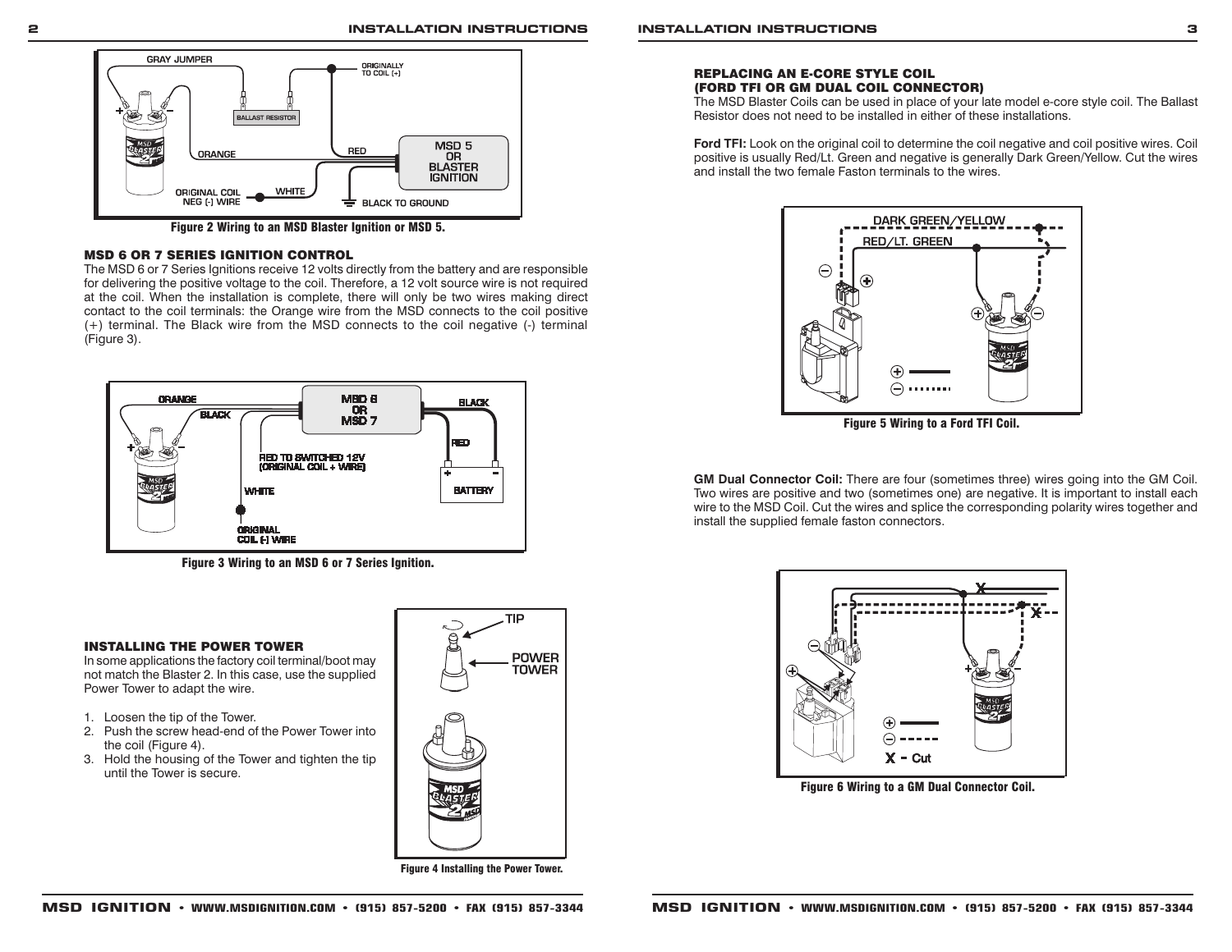GRAY JUMPER

ORIGINALLY TO COIL (+)

BALLAST RESISTOR

ORANGE

RED

MSD 5 OR BLASTER IGNITION

ORIGINAL COIL NEG (-) WIRE

WHITE

BLACK TO GROUND

Figure 2 Wiring to an MSD Blaster Ignition or MSD 5.

### MSD 6 OR 7 SERIES IGNITION CONTROL

The MSD 6 or 7 Series Ignitions receive 12 volts directly from the battery and are responsible for delivering the positive voltage to the coil. Therefore, a 12 volt source wire is not required at the coil. When the installation is complete, there will only be two wires making direct contact to the coil terminals: the Orange wire from the MSD connects to the coil positive (+) terminal. The Black wire from the MSD connects to the coil negative (-) terminal (Figure 3).

ORANGE

BLACK

MSD 6 OR MSD 7

BLACK

RED

RED TO SWITCHED 12V (ORIGINAL COIL + WIRE)

WHITE

BATTERY

ORIGINAL COIL (-) WIRE

Figure 3 Wiring to an MSD 6 or 7 Series Ignition.

### INSTALLING THE POWER TOWER

In some applications the factory coil terminal/boot may not match the Blaster 2. In this case, use the supplied Power Tower to adapt the wire.

1. Loosen the tip of the Tower.
2. Push the screw head-end of the Power Tower into the coil (Figure 4).
3. Hold the housing of the Tower and tighten the tip until the Tower is secure.

TIP

POWER TOWER

Figure 4 Installing the Power Tower.

### REPLACING AN E-CORE STYLE COIL (FORD TFI OR GM DUAL COIL CONNECTOR)

The MSD Blaster Coils can be used in place of your late model e-core style coil. The Ballast Resistor does not need to be installed in either of these installations.

**Ford TFI:** Look on the original coil to determine the coil negative and coil positive wires. Coil positive is usually Red/Lt. Green and negative is generally Dark Green/Yellow. Cut the wires and install the two female Faston terminals to the wires.

DARK GREEN/YELLOW

RED/LT. GREEN

Figure 5 Wiring to a Ford TFI Coil.

**GM Dual Connector Coil:** There are four (sometimes three) wires going into the GM Coil. Two wires are positive and two (sometimes one) are negative. It is important to install each wire to the MSD Coil. Cut the wires and splice the corresponding polarity wires together and install the supplied female faston connectors.

X - Cut

Figure 6 Wiring to a GM Dual Connector Coil.